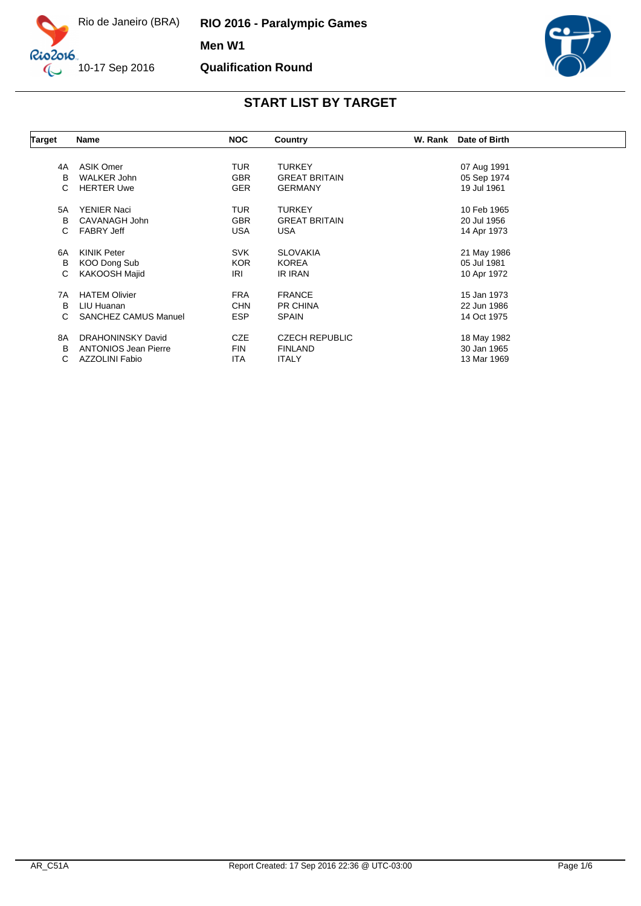Rio de Janeiro (BRA)

10-17 Sep 2016

**RIO 2016 - Paralympic Games**

**Men W1**

**Qualification Round**

## START LIST BY TARGET

| Target | Name | NOC | Country | W. Rank | Date of Birth |
|---|---|---|---|---|---|
| 4A | ASIK Omer | TUR | TURKEY | | 07 Aug 1991 |
| B | WALKER John | GBR | GREAT BRITAIN | | 05 Sep 1974 |
| C | HERTER Uwe | GER | GERMANY | | 19 Jul 1961 |
| 5A | YENIER Naci | TUR | TURKEY | | 10 Feb 1965 |
| B | CAVANAGH John | GBR | GREAT BRITAIN | | 20 Jul 1956 |
| C | FABRY Jeff | USA | USA | | 14 Apr 1973 |
| 6A | KINIK Peter | SVK | SLOVAKIA | | 21 May 1986 |
| B | KOO Dong Sub | KOR | KOREA | | 05 Jul 1981 |
| C | KAKOOSH Majid | IRI | IR IRAN | | 10 Apr 1972 |
| 7A | HATEM Olivier | FRA | FRANCE | | 15 Jan 1973 |
| B | LIU Huanan | CHN | PR CHINA | | 22 Jun 1986 |
| C | SANCHEZ CAMUS Manuel | ESP | SPAIN | | 14 Oct 1975 |
| 8A | DRAHONINSKY David | CZE | CZECH REPUBLIC | | 18 May 1982 |
| B | ANTONIOS Jean Pierre | FIN | FINLAND | | 30 Jan 1965 |
| C | AZZOLINI Fabio | ITA | ITALY | | 13 Mar 1969 |

AR_C51A

Report Created: 17 Sep 2016 22:36 @ UTC-03:00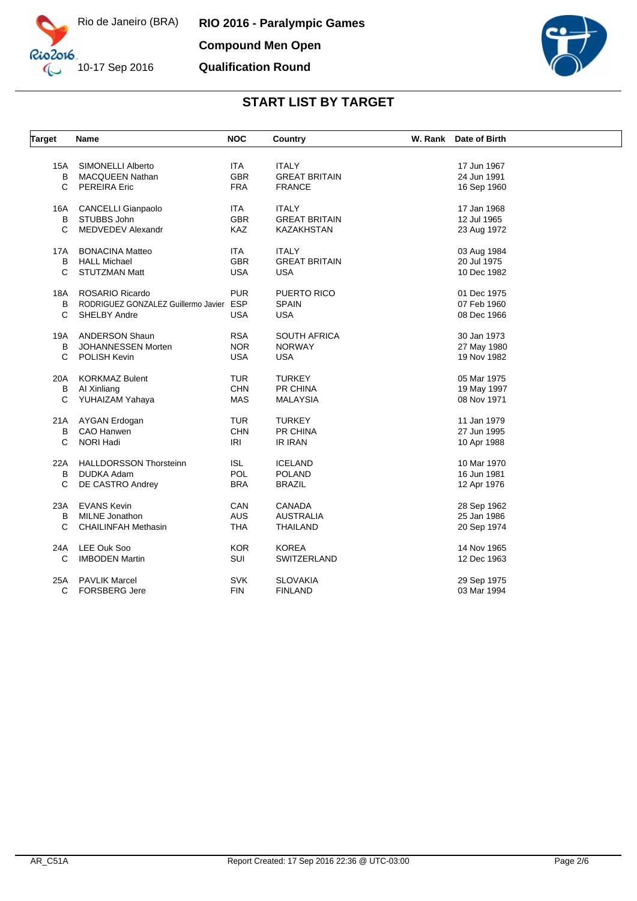# RIO 2016 - Paralympic Games

**Compound Men Open**

**Qualification Round**

Rio de Janeiro (BRA)

10-17 Sep 2016

## START LIST BY TARGET

| Target | Name | NOC | Country | W. Rank | Date of Birth |
|---|---|---|---|---|---|
| 15A | SIMONELLI Alberto | ITA | ITALY | | 17 Jun 1967 |
| B | MACQUEEN Nathan | GBR | GREAT BRITAIN | | 24 Jun 1991 |
| C | PEREIRA Eric | FRA | FRANCE | | 16 Sep 1960 |
| 16A | CANCELLI Gianpaolo | ITA | ITALY | | 17 Jan 1968 |
| B | STUBBS John | GBR | GREAT BRITAIN | | 12 Jul 1965 |
| C | MEDVEDEV Alexandr | KAZ | KAZAKHSTAN | | 23 Aug 1972 |
| 17A | BONACINA Matteo | ITA | ITALY | | 03 Aug 1984 |
| B | HALL Michael | GBR | GREAT BRITAIN | | 20 Jul 1975 |
| C | STUTZMAN Matt | USA | USA | | 10 Dec 1982 |
| 18A | ROSARIO Ricardo | PUR | PUERTO RICO | | 01 Dec 1975 |
| B | RODRIGUEZ GONZALEZ Guillermo Javier | ESP | SPAIN | | 07 Feb 1960 |
| C | SHELBY Andre | USA | USA | | 08 Dec 1966 |
| 19A | ANDERSON Shaun | RSA | SOUTH AFRICA | | 30 Jan 1973 |
| B | JOHANNESSEN Morten | NOR | NORWAY | | 27 May 1980 |
| C | POLISH Kevin | USA | USA | | 19 Nov 1982 |
| 20A | KORKMAZ Bulent | TUR | TURKEY | | 05 Mar 1975 |
| B | AI Xinliang | CHN | PR CHINA | | 19 May 1997 |
| C | YUHAIZAM Yahaya | MAS | MALAYSIA | | 08 Nov 1971 |
| 21A | AYGAN Erdogan | TUR | TURKEY | | 11 Jan 1979 |
| B | CAO Hanwen | CHN | PR CHINA | | 27 Jun 1995 |
| C | NORI Hadi | IRI | IR IRAN | | 10 Apr 1988 |
| 22A | HALLDORSSON Thorsteinn | ISL | ICELAND | | 10 Mar 1970 |
| B | DUDKA Adam | POL | POLAND | | 16 Jun 1981 |
| C | DE CASTRO Andrey | BRA | BRAZIL | | 12 Apr 1976 |
| 23A | EVANS Kevin | CAN | CANADA | | 28 Sep 1962 |
| B | MILNE Jonathon | AUS | AUSTRALIA | | 25 Jan 1986 |
| C | CHAILINFAH Methasin | THA | THAILAND | | 20 Sep 1974 |
| 24A | LEE Ouk Soo | KOR | KOREA | | 14 Nov 1965 |
| C | IMBODEN Martin | SUI | SWITZERLAND | | 12 Dec 1963 |
| 25A | PAVLIK Marcel | SVK | SLOVAKIA | | 29 Sep 1975 |
| C | FORSBERG Jere | FIN | FINLAND | | 03 Mar 1994 |

AR_C51A

Report Created: 17 Sep 2016 22:36 @ UTC-03:00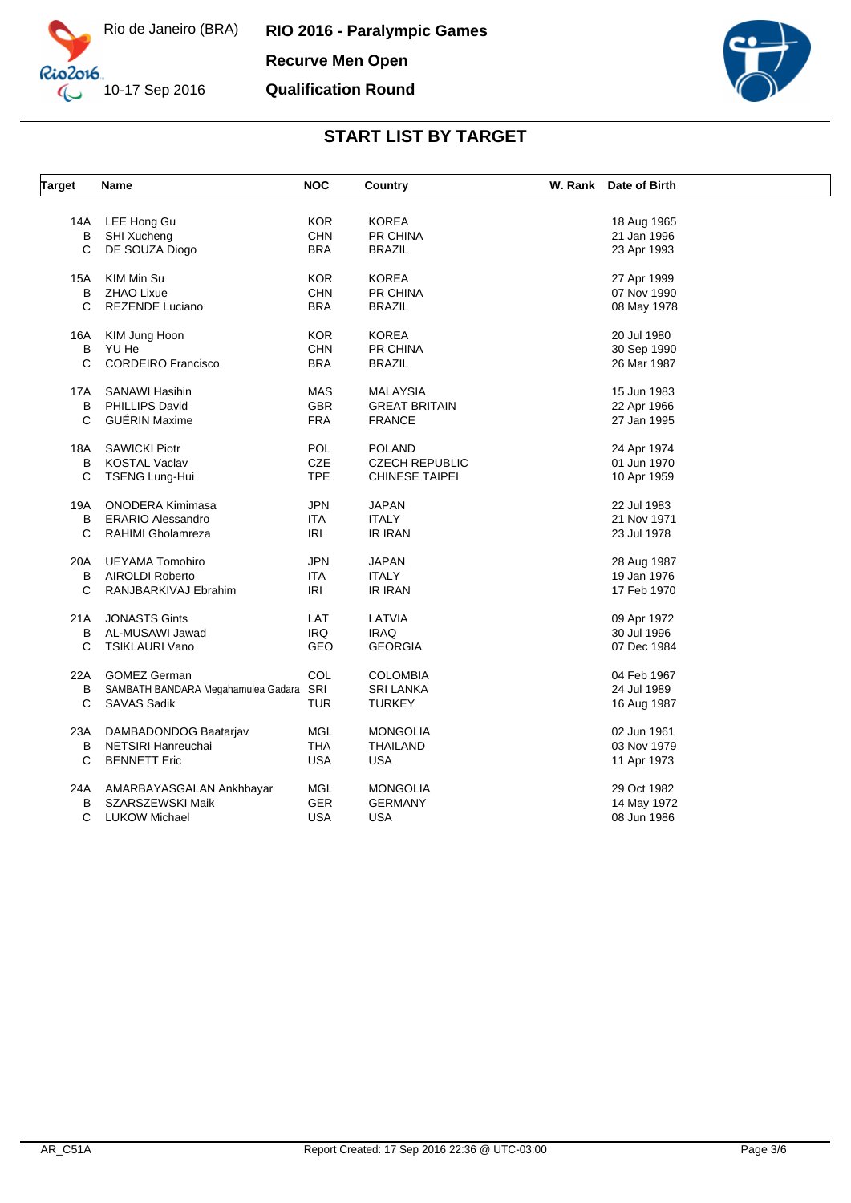# START LIST BY TARGET

| Target | Name | NOC | Country | W. Rank | Date of Birth |
|---|---|---|---|---|---|
| 14A | LEE Hong Gu | KOR | KOREA | | 18 Aug 1965 |
| B | SHI Xucheng | CHN | PR CHINA | | 21 Jan 1996 |
| C | DE SOUZA Diogo | BRA | BRAZIL | | 23 Apr 1993 |
| 15A | KIM Min Su | KOR | KOREA | | 27 Apr 1999 |
| B | ZHAO Lixue | CHN | PR CHINA | | 07 Nov 1990 |
| C | REZENDE Luciano | BRA | BRAZIL | | 08 May 1978 |
| 16A | KIM Jung Hoon | KOR | KOREA | | 20 Jul 1980 |
| B | YU He | CHN | PR CHINA | | 30 Sep 1990 |
| C | CORDEIRO Francisco | BRA | BRAZIL | | 26 Mar 1987 |
| 17A | SANAWI Hasihin | MAS | MALAYSIA | | 15 Jun 1983 |
| B | PHILLIPS David | GBR | GREAT BRITAIN | | 22 Apr 1966 |
| C | GUÉRIN Maxime | FRA | FRANCE | | 27 Jan 1995 |
| 18A | SAWICKI Piotr | POL | POLAND | | 24 Apr 1974 |
| B | KOSTAL Vaclav | CZE | CZECH REPUBLIC | | 01 Jun 1970 |
| C | TSENG Lung-Hui | TPE | CHINESE TAIPEI | | 10 Apr 1959 |
| 19A | ONODERA Kimimasa | JPN | JAPAN | | 22 Jul 1983 |
| B | ERARIO Alessandro | ITA | ITALY | | 21 Nov 1971 |
| C | RAHIMI Gholamreza | IRI | IR IRAN | | 23 Jul 1978 |
| 20A | UEYAMA Tomohiro | JPN | JAPAN | | 28 Aug 1987 |
| B | AIROLDI Roberto | ITA | ITALY | | 19 Jan 1976 |
| C | RANJBARKIVAJ Ebrahim | IRI | IR IRAN | | 17 Feb 1970 |
| 21A | JONASTS Gints | LAT | LATVIA | | 09 Apr 1972 |
| B | AL-MUSAWI Jawad | IRQ | IRAQ | | 30 Jul 1996 |
| C | TSIKLAURI Vano | GEO | GEORGIA | | 07 Dec 1984 |
| 22A | GOMEZ German | COL | COLOMBIA | | 04 Feb 1967 |
| B | SAMBATH BANDARA Megahamulea Gadara | SRI | SRI LANKA | | 24 Jul 1989 |
| C | SAVAS Sadik | TUR | TURKEY | | 16 Aug 1987 |
| 23A | DAMBADONDOG Baatarjav | MGL | MONGOLIA | | 02 Jun 1961 |
| B | NETSIRI Hanreuchai | THA | THAILAND | | 03 Nov 1979 |
| C | BENNETT Eric | USA | USA | | 11 Apr 1973 |
| 24A | AMARBAYASGALAN Ankhbayar | MGL | MONGOLIA | | 29 Oct 1982 |
| B | SZARSZEWSKI Maik | GER | GERMANY | | 14 May 1972 |
| C | LUKOW Michael | USA | USA | | 08 Jun 1986 |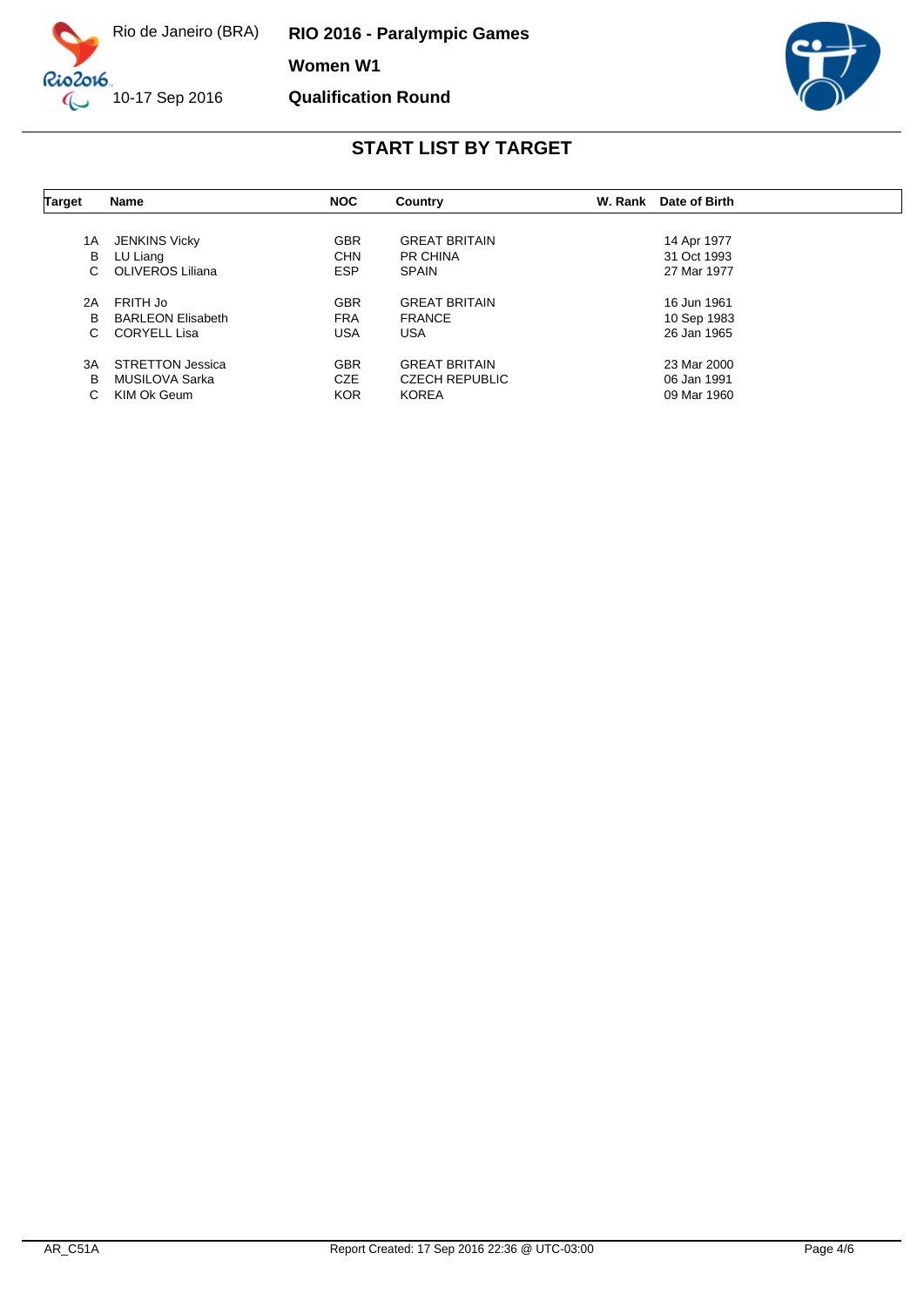Rio de Janeiro (BRA)

10-17 Sep 2016

**RIO 2016 - Paralympic Games**

**Women W1**

**Qualification Round**

## START LIST BY TARGET

| Target | Name | NOC | Country | W. Rank | Date of Birth |
|---|---|---|---|---|---|
| 1A | JENKINS Vicky | GBR | GREAT BRITAIN | | 14 Apr 1977 |
| B | LU Liang | CHN | PR CHINA | | 31 Oct 1993 |
| C | OLIVEROS Liliana | ESP | SPAIN | | 27 Mar 1977 |
| 2A | FRITH Jo | GBR | GREAT BRITAIN | | 16 Jun 1961 |
| B | BARLEON Elisabeth | FRA | FRANCE | | 10 Sep 1983 |
| C | CORYELL Lisa | USA | USA | | 26 Jan 1965 |
| 3A | STRETTON Jessica | GBR | GREAT BRITAIN | | 23 Mar 2000 |
| B | MUSILOVA Sarka | CZE | CZECH REPUBLIC | | 06 Jan 1991 |
| C | KIM Ok Geum | KOR | KOREA | | 09 Mar 1960 |

AR_C51A

Report Created: 17 Sep 2016 22:36 @ UTC-03:00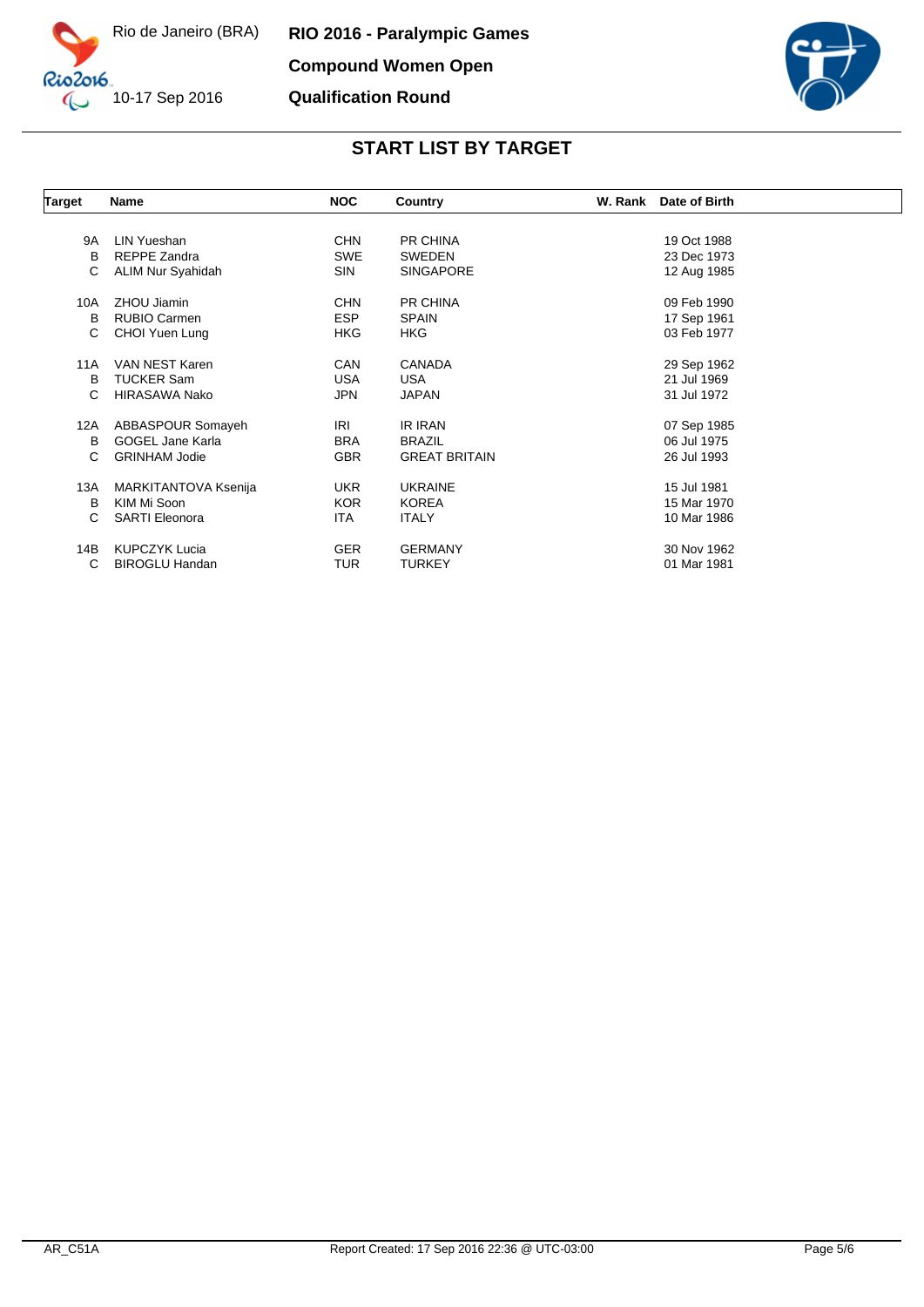Rio de Janeiro (BRA)

10-17 Sep 2016

**RIO 2016 - Paralympic Games**

**Compound Women Open**

**Qualification Round**

## START LIST BY TARGET

| Target | Name | NOC | Country | W. Rank | Date of Birth |
|---|---|---|---|---|---|
| 9A | LIN Yueshan | CHN | PR CHINA | | 19 Oct 1988 |
| B | REPPE Zandra | SWE | SWEDEN | | 23 Dec 1973 |
| C | ALIM Nur Syahidah | SIN | SINGAPORE | | 12 Aug 1985 |
| 10A | ZHOU Jiamin | CHN | PR CHINA | | 09 Feb 1990 |
| B | RUBIO Carmen | ESP | SPAIN | | 17 Sep 1961 |
| C | CHOI Yuen Lung | HKG | HKG | | 03 Feb 1977 |
| 11A | VAN NEST Karen | CAN | CANADA | | 29 Sep 1962 |
| B | TUCKER Sam | USA | USA | | 21 Jul 1969 |
| C | HIRASAWA Nako | JPN | JAPAN | | 31 Jul 1972 |
| 12A | ABBASPOUR Somayeh | IRI | IR IRAN | | 07 Sep 1985 |
| B | GOGEL Jane Karla | BRA | BRAZIL | | 06 Jul 1975 |
| C | GRINHAM Jodie | GBR | GREAT BRITAIN | | 26 Jul 1993 |
| 13A | MARKITANTOVA Ksenija | UKR | UKRAINE | | 15 Jul 1981 |
| B | KIM Mi Soon | KOR | KOREA | | 15 Mar 1970 |
| C | SARTI Eleonora | ITA | ITALY | | 10 Mar 1986 |
| 14B | KUPCZYK Lucia | GER | GERMANY | | 30 Nov 1962 |
| C | BIROGLU Handan | TUR | TURKEY | | 01 Mar 1981 |

AR_C51A Report Created: 17 Sep 2016 22:36 @ UTC-03:00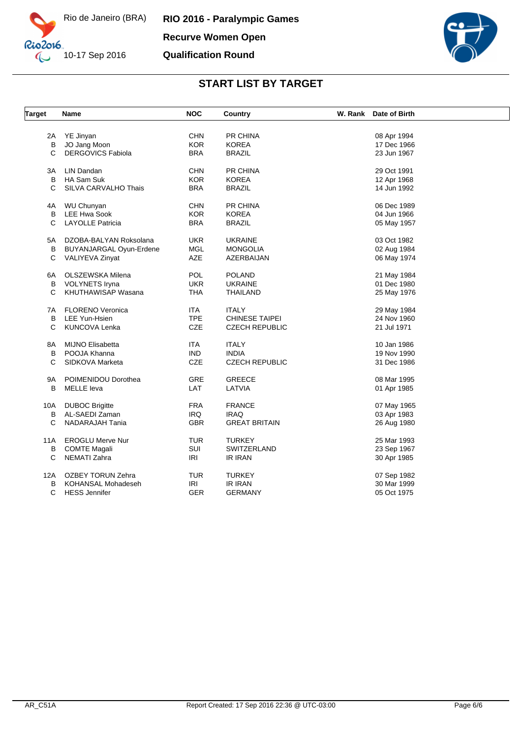# RIO 2016 - Paralympic Games

Rio de Janeiro (BRA)

10-17 Sep 2016

**Recurve Women Open**

**Qualification Round**

## START LIST BY TARGET

| Target | Name | NOC | Country | W. Rank | Date of Birth |
|---|---|---|---|---|---|
| 2A | YE Jinyan | CHN | PR CHINA | | 08 Apr 1994 |
| B | JO Jang Moon | KOR | KOREA | | 17 Dec 1966 |
| C | DERGOVICS Fabiola | BRA | BRAZIL | | 23 Jun 1967 |
| 3A | LIN Dandan | CHN | PR CHINA | | 29 Oct 1991 |
| B | HA Sam Suk | KOR | KOREA | | 12 Apr 1968 |
| C | SILVA CARVALHO Thais | BRA | BRAZIL | | 14 Jun 1992 |
| 4A | WU Chunyan | CHN | PR CHINA | | 06 Dec 1989 |
| B | LEE Hwa Sook | KOR | KOREA | | 04 Jun 1966 |
| C | LAYOLLE Patricia | BRA | BRAZIL | | 05 May 1957 |
| 5A | DZOBA-BALYAN Roksolana | UKR | UKRAINE | | 03 Oct 1982 |
| B | BUYANJARGAL Oyun-Erdene | MGL | MONGOLIA | | 02 Aug 1984 |
| C | VALIYEVA Zinyat | AZE | AZERBAIJAN | | 06 May 1974 |
| 6A | OLSZEWSKA Milena | POL | POLAND | | 21 May 1984 |
| B | VOLYNETS Iryna | UKR | UKRAINE | | 01 Dec 1980 |
| C | KHUTHAWISAP Wasana | THA | THAILAND | | 25 May 1976 |
| 7A | FLORENO Veronica | ITA | ITALY | | 29 May 1984 |
| B | LEE Yun-Hsien | TPE | CHINESE TAIPEI | | 24 Nov 1960 |
| C | KUNCOVA Lenka | CZE | CZECH REPUBLIC | | 21 Jul 1971 |
| 8A | MIJNO Elisabetta | ITA | ITALY | | 10 Jan 1986 |
| B | POOJA Khanna | IND | INDIA | | 19 Nov 1990 |
| C | SIDKOVA Marketa | CZE | CZECH REPUBLIC | | 31 Dec 1986 |
| 9A | POIMENIDOU Dorothea | GRE | GREECE | | 08 Mar 1995 |
| B | MELLE Ieva | LAT | LATVIA | | 01 Apr 1985 |
| 10A | DUBOC Brigitte | FRA | FRANCE | | 07 May 1965 |
| B | AL-SAEDI Zaman | IRQ | IRAQ | | 03 Apr 1983 |
| C | NADARAJAH Tania | GBR | GREAT BRITAIN | | 26 Aug 1980 |
| 11A | EROGLU Merve Nur | TUR | TURKEY | | 25 Mar 1993 |
| B | COMTE Magali | SUI | SWITZERLAND | | 23 Sep 1967 |
| C | NEMATI Zahra | IRI | IR IRAN | | 30 Apr 1985 |
| 12A | OZBEY TORUN Zehra | TUR | TURKEY | | 07 Sep 1982 |
| B | KOHANSAL Mohadeseh | IRI | IR IRAN | | 30 Mar 1999 |
| C | HESS Jennifer | GER | GERMANY | | 05 Oct 1975 |

AR_C51A

Report Created: 17 Sep 2016 22:36 @ UTC-03:00